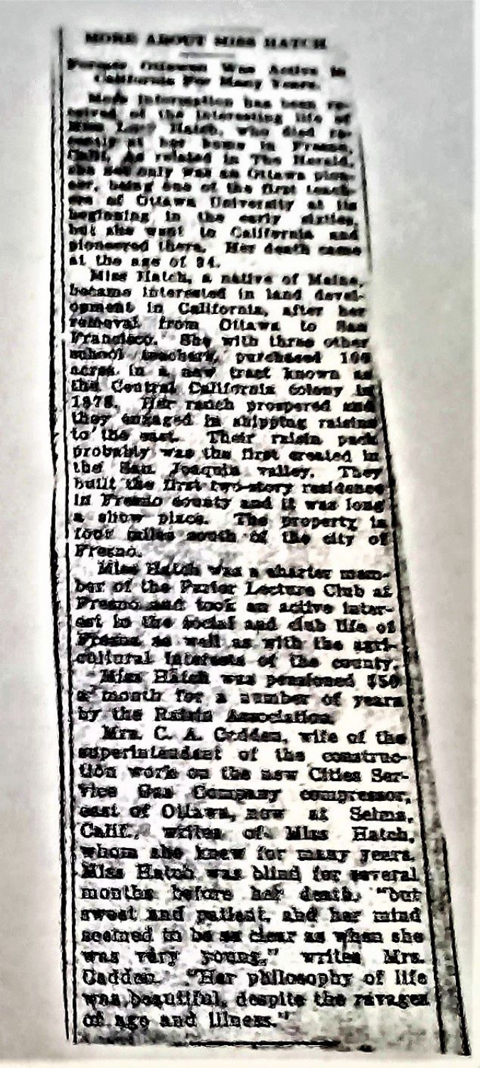# MORE ABOUT MISS HATCH

**Former Ottawan Was Active in California For Many Years.**

More information has been received of the interesting life of Miss Lucy Hatch, who died recently at her home in Fresno, Calif., as related in The Herald. She not only was an Ottawa pioneer, being one of the first teachers of Ottawa University at its beginning, in the early sixties, but she went to California and pioneered there. Her death came at the age of 94.

Miss Hatch, a native of Maine, became interested in land development in California, after her removal from Ottawa to San Francisco. She with three other school teachers, purchased 160 acres in a new tract known as the Central California Colony in 1878. Her ranch prospered and they engaged in shipping raisins to the east. Their raisin pack probably was the first created in the San Joaquin valley. They built the first two-story residence in Fresno county and it was long a show place. The property is four miles south of the city of Fresno.

Miss Hatch was a charter member of the Parlor Lecture Club at Fresno and took an active interest in the social and club life of Fresno as well as with the agricultural interests of the county.

Miss Hatch was pensioned $50 a month for a number of years by the Raisin Association.

Mrs. C. A. Cadden, wife of the superintendent of the construction work on the new Cities Service Gas Company compressor, east of Ottawa, now at Selma, Calif., writes of Miss Hatch, whom she knew for many years. Miss Hatch was blind for several months before her death, "but sweet and patient, and her mind seemed to be as clear as when she was very young," writes Mrs. Cadden. "Her philosophy of life was beautiful, despite the ravages of age and illness."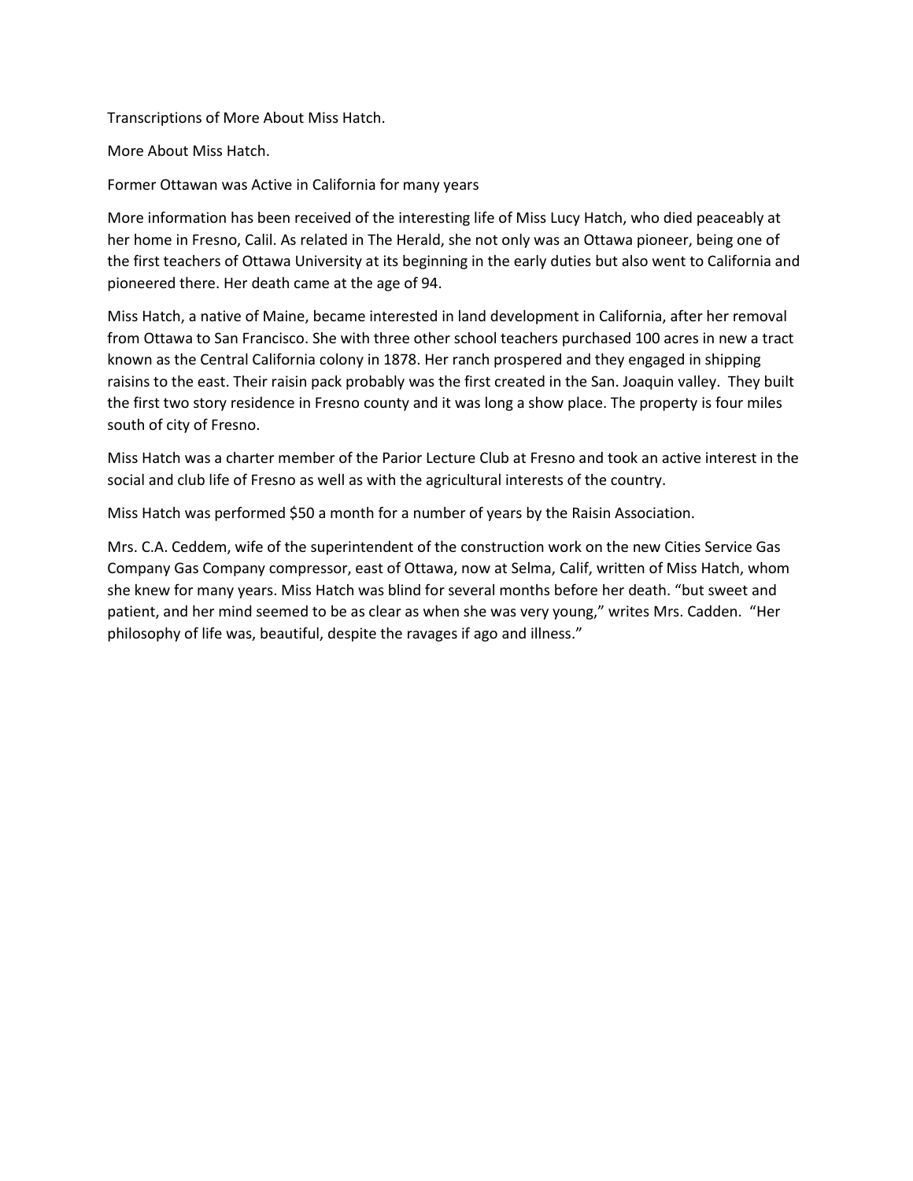Transcriptions of More About Miss Hatch.

More About Miss Hatch.

Former Ottawan was Active in California for many years

More information has been received of the interesting life of Miss Lucy Hatch, who died peaceably at her home in Fresno, Calil. As related in The Herald, she not only was an Ottawa pioneer, being one of the first teachers of Ottawa University at its beginning in the early duties but also went to California and pioneered there. Her death came at the age of 94.

Miss Hatch, a native of Maine, became interested in land development in California, after her removal from Ottawa to San Francisco. She with three other school teachers purchased 100 acres in new a tract known as the Central California colony in 1878. Her ranch prospered and they engaged in shipping raisins to the east. Their raisin pack probably was the first created in the San. Joaquin valley. They built the first two story residence in Fresno county and it was long a show place. The property is four miles south of city of Fresno.

Miss Hatch was a charter member of the Parior Lecture Club at Fresno and took an active interest in the social and club life of Fresno as well as with the agricultural interests of the country.

Miss Hatch was performed $50 a month for a number of years by the Raisin Association.

Mrs. C.A. Ceddem, wife of the superintendent of the construction work on the new Cities Service Gas Company Gas Company compressor, east of Ottawa, now at Selma, Calif, written of Miss Hatch, whom she knew for many years. Miss Hatch was blind for several months before her death. "but sweet and patient, and her mind seemed to be as clear as when she was very young," writes Mrs. Cadden. "Her philosophy of life was, beautiful, despite the ravages if ago and illness."